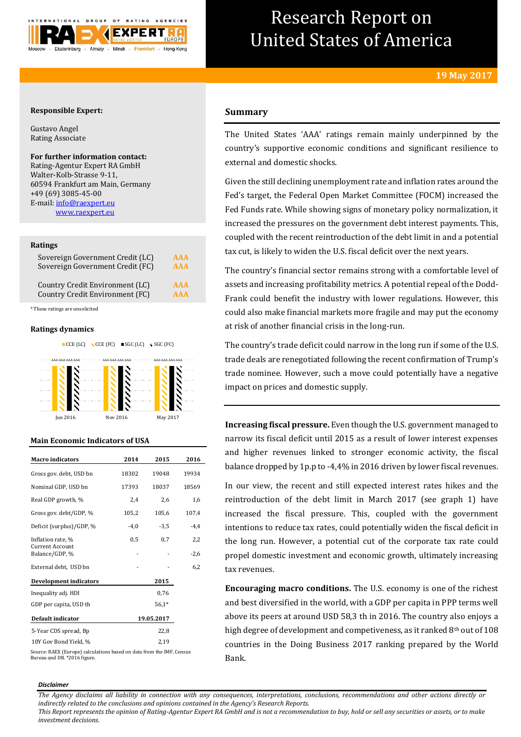# Research Report on United States of America

19 May 2017

**Responsible Expert:**

Gustavo Angel
Rating Associate

**For further information contact:**
Rating-Agentur Expert RA GmbH
Walter-Kolb-Strasse 9-11,
60594 Frankfurt am Main, Germany
+49 (69) 3085-45-00
E-mail: info@raexpert.eu
www.raexpert.eu

## Ratings

| | |
|---|---|
| Sovereign Government Credit (LC) | AAA |
| Sovereign Government Credit (FC) | AAA |
| Country Credit Environment (LC) | AAA |
| Country Credit Environment (FC) | AAA |

*These ratings are unsolicited

## Ratings dynamics

CCE (LC) CCE (FC) SGC (LC) SGC (FC)

AAA AAA AAA AAA — Jun 2016; AAA AAA AAA AAA — Nov 2016; AAA AAA AAA AAA — May 2017

## Main Economic Indicators of USA

| Macro indicators | 2014 | 2015 | 2016 |
|---|---|---|---|
| Gross gov. debt, USD bn | 18302 | 19048 | 19934 |
| Nominal GDP, USD bn | 17393 | 18037 | 18569 |
| Real GDP growth, % | 2,4 | 2,6 | 1,6 |
| Gross gov. debt/GDP, % | 105,2 | 105,6 | 107,4 |
| Deficit (surplus)/GDP, % | -4,0 | -3,5 | -4,4 |
| Inflation rate, % | 0,5 | 0,7 | 2,2 |
| Current Account Balance/GDP, % | - | - | -2,6 |
| External debt, USD bn | - | - | 6,2 |
| **Development indicators** | | **2015** | |
| Inequality adj. HDI | | 0,76 | |
| GDP per capita, USD th | | 56,1* | |
| **Default indicator** | | **19.05.2017** | |
| 5-Year CDS spread, Bp | | 22,8 | |
| 10Y Gov Bond Yield, % | | 2,19 | |

Source: RAEX (Europe) calculations based on data from the IMF, Census Bureau and DB. *2016 figure.

## Summary

The United States 'AAA' ratings remain mainly underpinned by the country's supportive economic conditions and significant resilience to external and domestic shocks.

Given the still declining unemployment rate and inflation rates around the Fed's target, the Federal Open Market Committee (FOCM) increased the Fed Funds rate. While showing signs of monetary policy normalization, it increased the pressures on the government debt interest payments. This, coupled with the recent reintroduction of the debt limit in and a potential tax cut, is likely to widen the U.S. fiscal deficit over the next years.

The country's financial sector remains strong with a comfortable level of assets and increasing profitability metrics. A potential repeal of the Dodd-Frank could benefit the industry with lower regulations. However, this could also make financial markets more fragile and may put the economy at risk of another financial crisis in the long-run.

The country's trade deficit could narrow in the long run if some of the U.S. trade deals are renegotiated following the recent confirmation of Trump's trade nominee. However, such a move could potentially have a negative impact on prices and domestic supply.

**Increasing fiscal pressure.** Even though the U.S. government managed to narrow its fiscal deficit until 2015 as a result of lower interest expenses and higher revenues linked to stronger economic activity, the fiscal balance dropped by 1p.p to -4,4% in 2016 driven by lower fiscal revenues.

In our view, the recent and still expected interest rates hikes and the reintroduction of the debt limit in March 2017 (see graph 1) have increased the fiscal pressure. This, coupled with the government intentions to reduce tax rates, could potentially widen the fiscal deficit in the long run. However, a potential cut of the corporate tax rate could propel domestic investment and economic growth, ultimately increasing tax revenues.

**Encouraging macro conditions.** The U.S. economy is one of the richest and best diversified in the world, with a GDP per capita in PPP terms well above its peers at around USD 58,3 th in 2016. The country also enjoys a high degree of development and competiveness, as it ranked 8th out of 108 countries in the Doing Business 2017 ranking prepared by the World Bank.

***Disclaimer***

*The Agency disclaims all liability in connection with any consequences, interpretations, conclusions, recommendations and other actions directly or indirectly related to the conclusions and opinions contained in the Agency's Research Reports.*
*This Report represents the opinion of Rating-Agentur Expert RA GmbH and is not a recommendation to buy, hold or sell any securities or assets, or to make investment decisions.*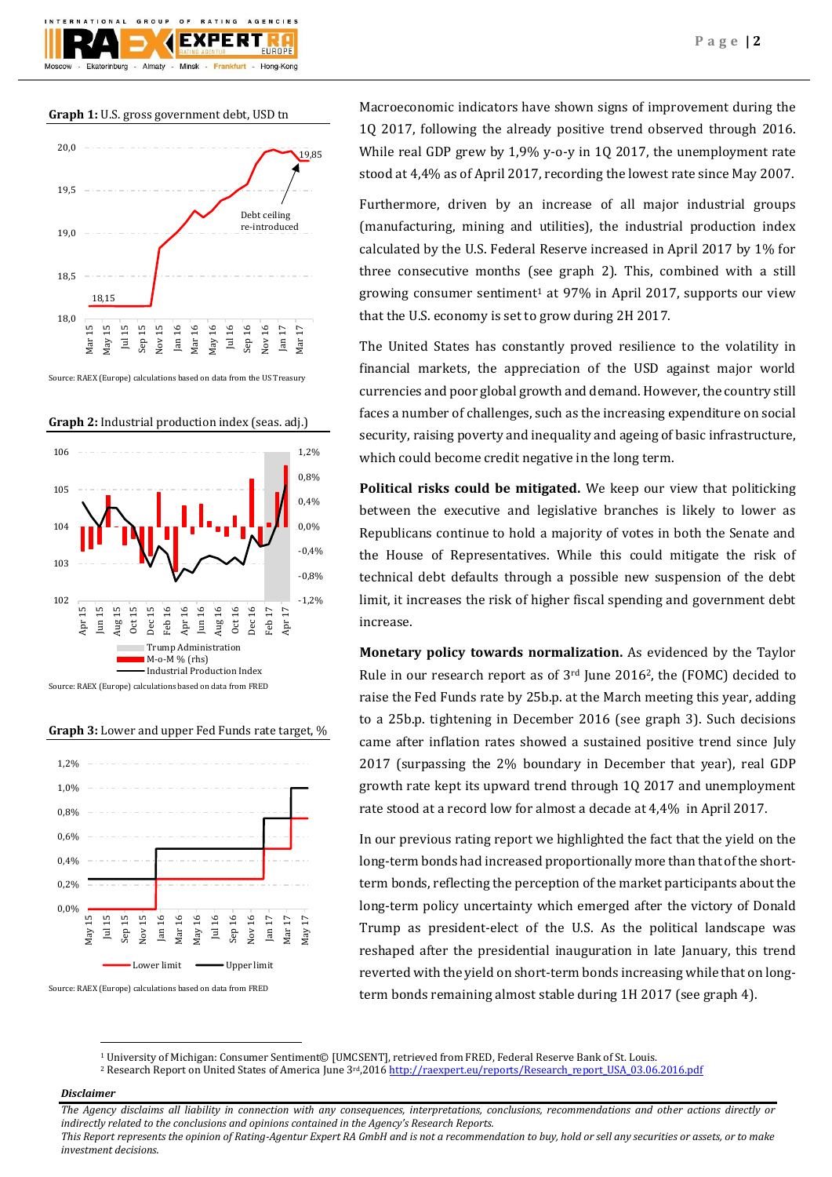**Graph 1:** U.S. gross government debt, USD tn

Source: RAEX (Europe) calculations based on data from the US Treasury

**Graph 2:** Industrial production index (seas. adj.)

Source: RAEX (Europe) calculations based on data from FRED

**Graph 3:** Lower and upper Fed Funds rate target, %

Source: RAEX (Europe) calculations based on data from FRED

Macroeconomic indicators have shown signs of improvement during the 1Q 2017, following the already positive trend observed through 2016. While real GDP grew by 1,9% y-o-y in 1Q 2017, the unemployment rate stood at 4,4% as of April 2017, recording the lowest rate since May 2007.

Furthermore, driven by an increase of all major industrial groups (manufacturing, mining and utilities), the industrial production index calculated by the U.S. Federal Reserve increased in April 2017 by 1% for three consecutive months (see graph 2). This, combined with a still growing consumer sentiment[1] at 97% in April 2017, supports our view that the U.S. economy is set to grow during 2H 2017.

The United States has constantly proved resilience to the volatility in financial markets, the appreciation of the USD against major world currencies and poor global growth and demand. However, the country still faces a number of challenges, such as the increasing expenditure on social security, raising poverty and inequality and ageing of basic infrastructure, which could become credit negative in the long term.

**Political risks could be mitigated.** We keep our view that politicking between the executive and legislative branches is likely to lower as Republicans continue to hold a majority of votes in both the Senate and the House of Representatives. While this could mitigate the risk of technical debt defaults through a possible new suspension of the debt limit, it increases the risk of higher fiscal spending and government debt increase.

**Monetary policy towards normalization.** As evidenced by the Taylor Rule in our research report as of 3rd June 2016[2], the (FOMC) decided to raise the Fed Funds rate by 25b.p. at the March meeting this year, adding to a 25b.p. tightening in December 2016 (see graph 3). Such decisions came after inflation rates showed a sustained positive trend since July 2017 (surpassing the 2% boundary in December that year), real GDP growth rate kept its upward trend through 1Q 2017 and unemployment rate stood at a record low for almost a decade at 4,4% in April 2017.

In our previous rating report we highlighted the fact that the yield on the long-term bonds had increased proportionally more than that of the short-term bonds, reflecting the perception of the market participants about the long-term policy uncertainty which emerged after the victory of Donald Trump as president-elect of the U.S. As the political landscape was reshaped after the presidential inauguration in late January, this trend reverted with the yield on short-term bonds increasing while that on long-term bonds remaining almost stable during 1H 2017 (see graph 4).

[1] University of Michigan: Consumer Sentiment© [UMCSENT], retrieved from FRED, Federal Reserve Bank of St. Louis.
[2] Research Report on United States of America June 3rd,2016 http://raexpert.eu/reports/Research_report_USA_03.06.2016.pdf

***Disclaimer***

*The Agency disclaims all liability in connection with any consequences, interpretations, conclusions, recommendations and other actions directly or indirectly related to the conclusions and opinions contained in the Agency's Research Reports.*
*This Report represents the opinion of Rating-Agentur Expert RA GmbH and is not a recommendation to buy, hold or sell any securities or assets, or to make investment decisions.*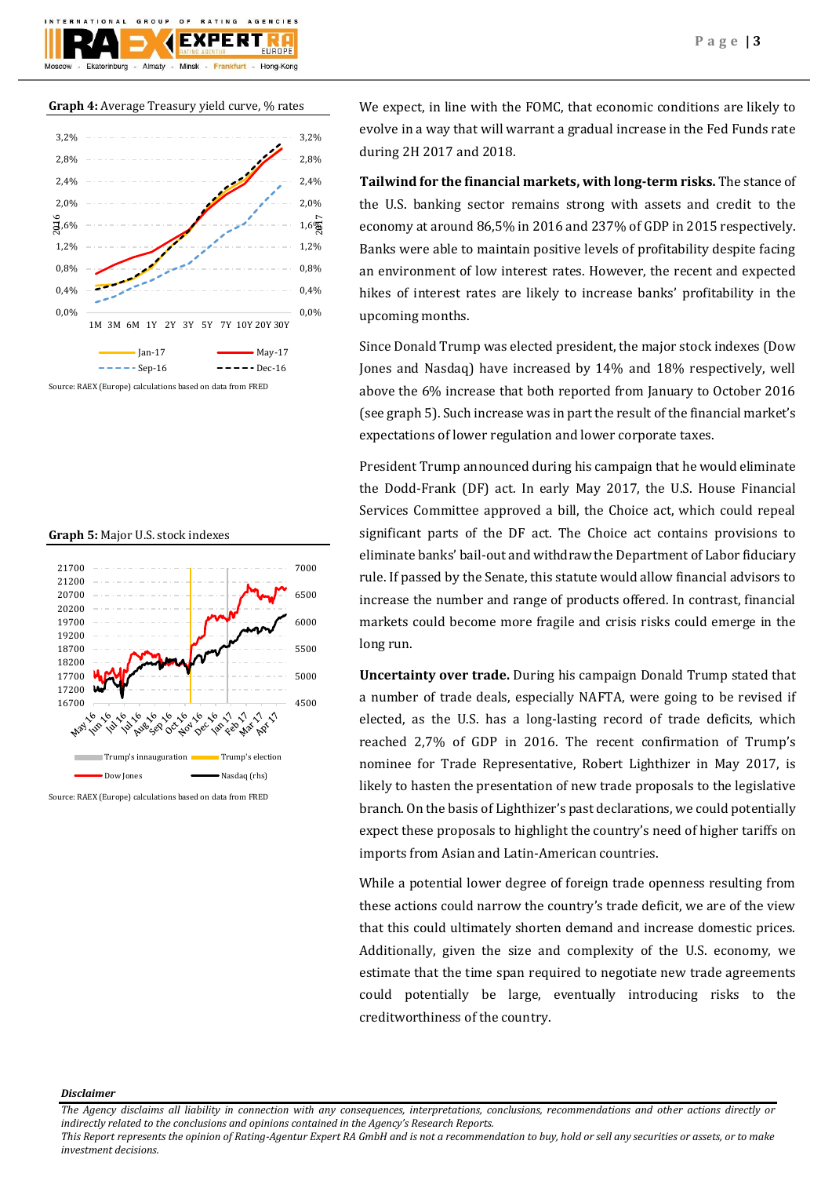**Graph 4:** Average Treasury yield curve, % rates

Source: RAEX (Europe) calculations based on data from FRED

**Graph 5:** Major U.S. stock indexes

Source: RAEX (Europe) calculations based on data from FRED

We expect, in line with the FOMC, that economic conditions are likely to evolve in a way that will warrant a gradual increase in the Fed Funds rate during 2H 2017 and 2018.

**Tailwind for the financial markets, with long-term risks.** The stance of the U.S. banking sector remains strong with assets and credit to the economy at around 86,5% in 2016 and 237% of GDP in 2015 respectively. Banks were able to maintain positive levels of profitability despite facing an environment of low interest rates. However, the recent and expected hikes of interest rates are likely to increase banks' profitability in the upcoming months.

Since Donald Trump was elected president, the major stock indexes (Dow Jones and Nasdaq) have increased by 14% and 18% respectively, well above the 6% increase that both reported from January to October 2016 (see graph 5). Such increase was in part the result of the financial market's expectations of lower regulation and lower corporate taxes.

President Trump announced during his campaign that he would eliminate the Dodd-Frank (DF) act. In early May 2017, the U.S. House Financial Services Committee approved a bill, the Choice act, which could repeal significant parts of the DF act. The Choice act contains provisions to eliminate banks' bail-out and withdraw the Department of Labor fiduciary rule. If passed by the Senate, this statute would allow financial advisors to increase the number and range of products offered. In contrast, financial markets could become more fragile and crisis risks could emerge in the long run.

**Uncertainty over trade.** During his campaign Donald Trump stated that a number of trade deals, especially NAFTA, were going to be revised if elected, as the U.S. has a long-lasting record of trade deficits, which reached 2,7% of GDP in 2016. The recent confirmation of Trump's nominee for Trade Representative, Robert Lighthizer in May 2017, is likely to hasten the presentation of new trade proposals to the legislative branch. On the basis of Lighthizer's past declarations, we could potentially expect these proposals to highlight the country's need of higher tariffs on imports from Asian and Latin-American countries.

While a potential lower degree of foreign trade openness resulting from these actions could narrow the country's trade deficit, we are of the view that this could ultimately shorten demand and increase domestic prices. Additionally, given the size and complexity of the U.S. economy, we estimate that the time span required to negotiate new trade agreements could potentially be large, eventually introducing risks to the creditworthiness of the country.

***Disclaimer***

*The Agency disclaims all liability in connection with any consequences, interpretations, conclusions, recommendations and other actions directly or indirectly related to the conclusions and opinions contained in the Agency's Research Reports.*
*This Report represents the opinion of Rating-Agentur Expert RA GmbH and is not a recommendation to buy, hold or sell any securities or assets, or to make investment decisions.*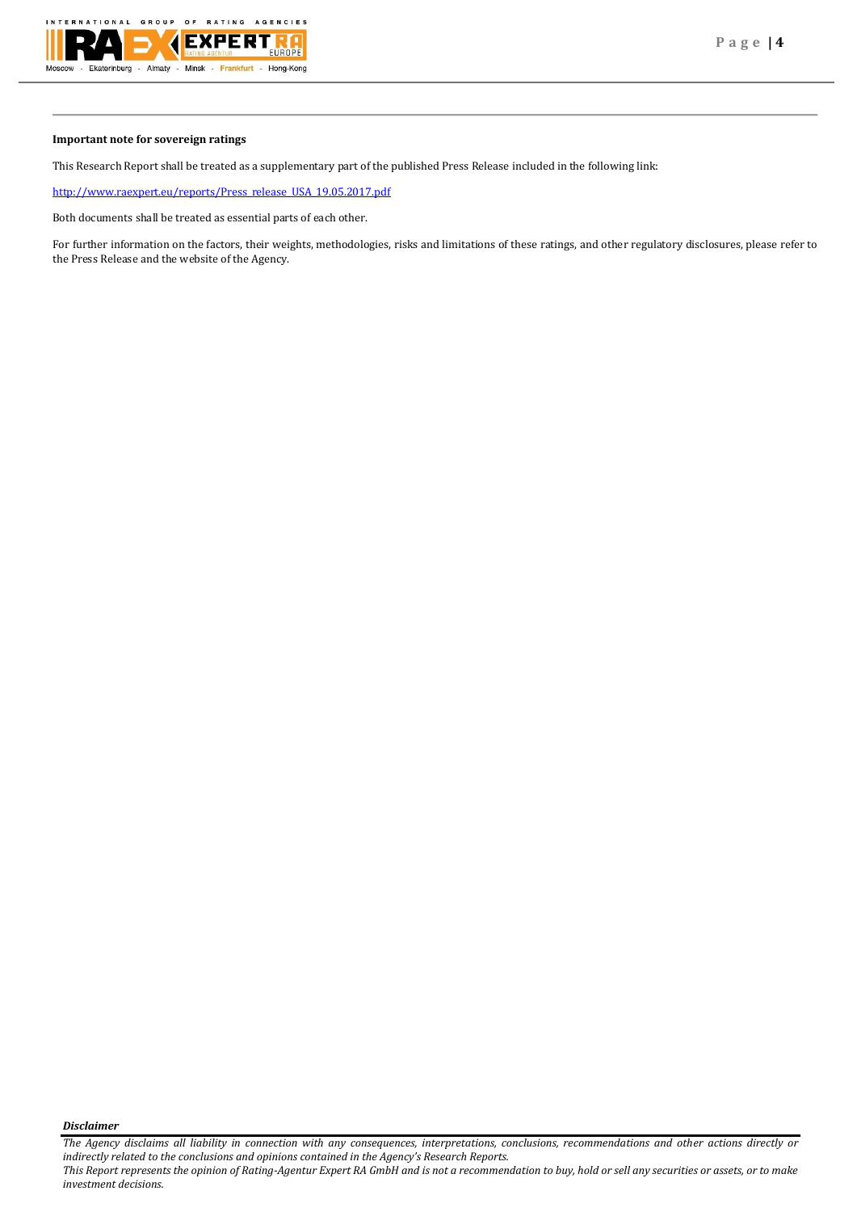**Important note for sovereign ratings**

This Research Report shall be treated as a supplementary part of the published Press Release included in the following link:

[http://www.raexpert.eu/reports/Press_release_USA_19.05.2017.pdf](http://www.raexpert.eu/reports/Press_release_USA_19.05.2017.pdf)

Both documents shall be treated as essential parts of each other.

For further information on the factors, their weights, methodologies, risks and limitations of these ratings, and other regulatory disclosures, please refer to the Press Release and the website of the Agency.

***Disclaimer***

*The Agency disclaims all liability in connection with any consequences, interpretations, conclusions, recommendations and other actions directly or indirectly related to the conclusions and opinions contained in the Agency's Research Reports.*

*This Report represents the opinion of Rating-Agentur Expert RA GmbH and is not a recommendation to buy, hold or sell any securities or assets, or to make investment decisions.*